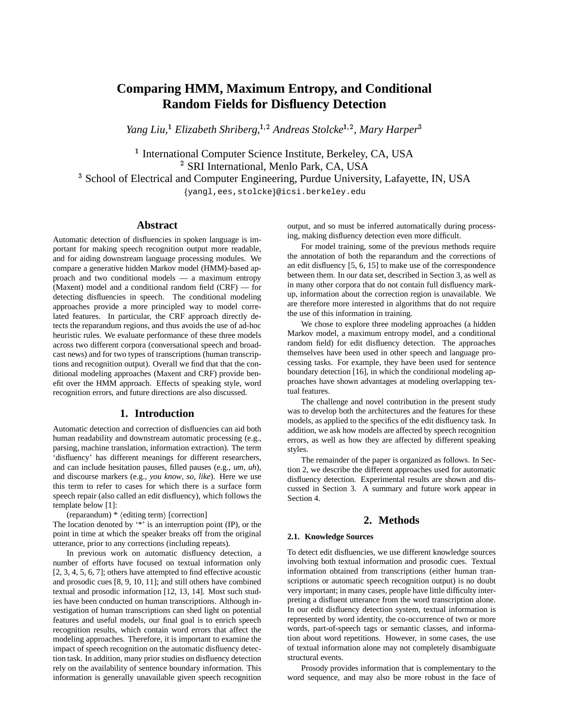# Comparing HMM, Maximum Entropy, and Conditional Random Fields for Disfluency Detection

*Yang Liu,*[1] *Elizabeth Shriberg,*[1,2] *Andreas Stolcke*[1,2], *Mary Harper*[3]

[1] International Computer Science Institute, Berkeley, CA, USA
[2] SRI International, Menlo Park, CA, USA
[3] School of Electrical and Computer Engineering, Purdue University, Lafayette, IN, USA

{yangl,ees,stolcke}@icsi.berkeley.edu

## Abstract

Automatic detection of disfluencies in spoken language is important for making speech recognition output more readable, and for aiding downstream language processing modules. We compare a generative hidden Markov model (HMM)-based approach and two conditional models — a maximum entropy (Maxent) model and a conditional random field (CRF) — for detecting disfluencies in speech. The conditional modeling approaches provide a more principled way to model correlated features. In particular, the CRF approach directly detects the reparandum regions, and thus avoids the use of ad-hoc heuristic rules. We evaluate performance of these three models across two different corpora (conversational speech and broadcast news) and for two types of transcriptions (human transcriptions and recognition output). Overall we find that that the conditional modeling approaches (Maxent and CRF) provide benefit over the HMM approach. Effects of speaking style, word recognition errors, and future directions are also discussed.

## 1. Introduction

Automatic detection and correction of disfluencies can aid both human readability and downstream automatic processing (e.g., parsing, machine translation, information extraction). The term 'disfluency' has different meanings for different researchers, and can include hesitation pauses, filled pauses (e.g., *um*, *uh*), and discourse markers (e.g., *you know*, *so*, *like*). Here we use this term to refer to cases for which there is a surface form speech repair (also called an edit disfluency), which follows the template below [1]:

(reparandum) * ⟨editing term⟩ [correction]

The location denoted by '*' is an interruption point (IP), or the point in time at which the speaker breaks off from the original utterance, prior to any corrections (including repeats).

In previous work on automatic disfluency detection, a number of efforts have focused on textual information only [2, 3, 4, 5, 6, 7]; others have attempted to find effective acoustic and prosodic cues [8, 9, 10, 11]; and still others have combined textual and prosodic information [12, 13, 14]. Most such studies have been conducted on human transcriptions. Although investigation of human transcriptions can shed light on potential features and useful models, our final goal is to enrich speech recognition results, which contain word errors that affect the modeling approaches. Therefore, it is important to examine the impact of speech recognition on the automatic disfluency detection task. In addition, many prior studies on disfluency detection rely on the availability of sentence boundary information. This information is generally unavailable given speech recognition output, and so must be inferred automatically during processing, making disfluency detection even more difficult.

For model training, some of the previous methods require the annotation of both the reparandum and the corrections of an edit disfluency [5, 6, 15] to make use of the correspondence between them. In our data set, described in Section 3, as well as in many other corpora that do not contain full disfluency markup, information about the correction region is unavailable. We are therefore more interested in algorithms that do not require the use of this information in training.

We chose to explore three modeling approaches (a hidden Markov model, a maximum entropy model, and a conditional random field) for edit disfluency detection. The approaches themselves have been used in other speech and language processing tasks. For example, they have been used for sentence boundary detection [16], in which the conditional modeling approaches have shown advantages at modeling overlapping textual features.

The challenge and novel contribution in the present study was to develop both the architectures and the features for these models, as applied to the specifics of the edit disfluency task. In addition, we ask how models are affected by speech recognition errors, as well as how they are affected by different speaking styles.

The remainder of the paper is organized as follows. In Section 2, we describe the different approaches used for automatic disfluency detection. Experimental results are shown and discussed in Section 3. A summary and future work appear in Section 4.

## 2. Methods

### 2.1. Knowledge Sources

To detect edit disfluencies, we use different knowledge sources involving both textual information and prosodic cues. Textual information obtained from transcriptions (either human transcriptions or automatic speech recognition output) is no doubt very important; in many cases, people have little difficulty interpreting a disfluent utterance from the word transcription alone. In our edit disfluency detection system, textual information is represented by word identity, the co-occurrence of two or more words, part-of-speech tags or semantic classes, and information about word repetitions. However, in some cases, the use of textual information alone may not completely disambiguate structural events.

Prosody provides information that is complementary to the word sequence, and may also be more robust in the face of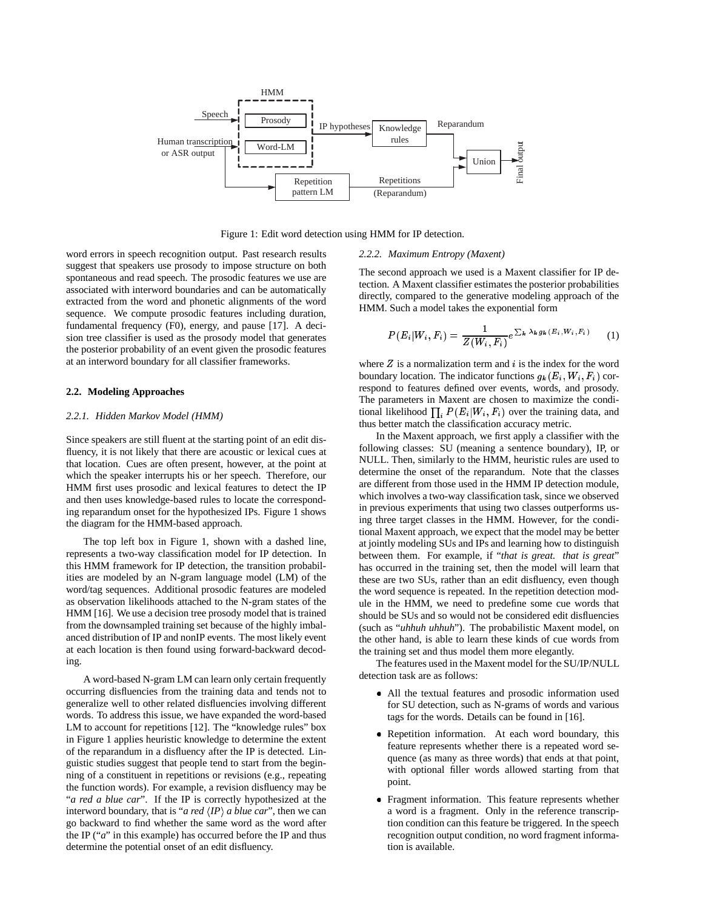Figure 1: Edit word detection using HMM for IP detection.

word errors in speech recognition output. Past research results suggest that speakers use prosody to impose structure on both spontaneous and read speech. The prosodic features we use are associated with interword boundaries and can be automatically extracted from the word and phonetic alignments of the word sequence. We compute prosodic features including duration, fundamental frequency (F0), energy, and pause [17]. A decision tree classifier is used as the prosody model that generates the posterior probability of an event given the prosodic features at an interword boundary for all classifier frameworks.

### 2.2. Modeling Approaches

#### *2.2.1. Hidden Markov Model (HMM)*

Since speakers are still fluent at the starting point of an edit disfluency, it is not likely that there are acoustic or lexical cues at that location. Cues are often present, however, at the point at which the speaker interrupts his or her speech. Therefore, our HMM first uses prosodic and lexical features to detect the IP and then uses knowledge-based rules to locate the corresponding reparandum onset for the hypothesized IPs. Figure 1 shows the diagram for the HMM-based approach.

The top left box in Figure 1, shown with a dashed line, represents a two-way classification model for IP detection. In this HMM framework for IP detection, the transition probabilities are modeled by an N-gram language model (LM) of the word/tag sequences. Additional prosodic features are modeled as observation likelihoods attached to the N-gram states of the HMM [16]. We use a decision tree prosody model that is trained from the downsampled training set because of the highly imbalanced distribution of IP and nonIP events. The most likely event at each location is then found using forward-backward decoding.

A word-based N-gram LM can learn only certain frequently occurring disfluencies from the training data and tends not to generalize well to other related disfluencies involving different words. To address this issue, we have expanded the word-based LM to account for repetitions [12]. The "knowledge rules" box in Figure 1 applies heuristic knowledge to determine the extent of the reparandum in a disfluency after the IP is detected. Linguistic studies suggest that people tend to start from the beginning of a constituent in repetitions or revisions (e.g., repeating the function words). For example, a revision disfluency may be "*a red a blue car*". If the IP is correctly hypothesized at the interword boundary, that is "*a red* $\langle IP \rangle$ *a blue car*", then we can go backward to find whether the same word as the word after the IP ("*a*" in this example) has occurred before the IP and thus determine the potential onset of an edit disfluency.

#### *2.2.2. Maximum Entropy (Maxent)*

The second approach we used is a Maxent classifier for IP detection. A Maxent classifier estimates the posterior probabilities directly, compared to the generative modeling approach of the HMM. Such a model takes the exponential form

$$P(E_i|W_i, F_i) = \frac{1}{Z(W_i, F_i)} e^{\sum_k \lambda_k g_k(E_i, W_i, F_i)} \qquad (1)$$

where $Z$ is a normalization term and $i$ is the index for the word boundary location. The indicator functions $g_k(E_i, W_i, F_i)$ correspond to features defined over events, words, and prosody. The parameters in Maxent are chosen to maximize the conditional likelihood $\prod_i P(E_i|W_i, F_i)$ over the training data, and thus better match the classification accuracy metric.

In the Maxent approach, we first apply a classifier with the following classes: SU (meaning a sentence boundary), IP, or NULL. Then, similarly to the HMM, heuristic rules are used to determine the onset of the reparandum. Note that the classes are different from those used in the HMM IP detection module, which involves a two-way classification task, since we observed in previous experiments that using two classes outperforms using three target classes in the HMM. However, for the conditional Maxent approach, we expect that the model may be better at jointly modeling SUs and IPs and learning how to distinguish between them. For example, if "*that is great. that is great*" has occurred in the training set, then the model will learn that these are two SUs, rather than an edit disfluency, even though the word sequence is repeated. In the repetition detection module in the HMM, we need to predefine some cue words that should be SUs and so would not be considered edit disfluencies (such as "*uhhuh uhhuh*"). The probabilistic Maxent model, on the other hand, is able to learn these kinds of cue words from the training set and thus model them more elegantly.

The features used in the Maxent model for the SU/IP/NULL detection task are as follows:

- All the textual features and prosodic information used for SU detection, such as N-grams of words and various tags for the words. Details can be found in [16].
- Repetition information. At each word boundary, this feature represents whether there is a repeated word sequence (as many as three words) that ends at that point, with optional filler words allowed starting from that point.
- Fragment information. This feature represents whether a word is a fragment. Only in the reference transcription condition can this feature be triggered. In the speech recognition output condition, no word fragment information is available.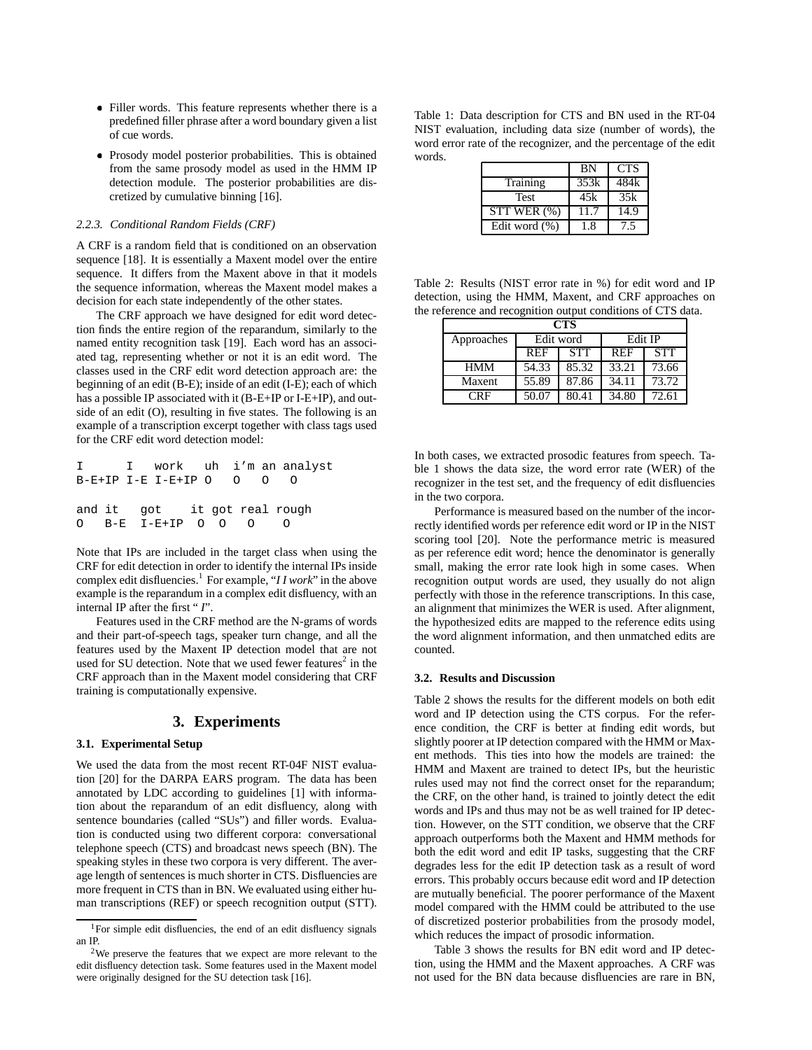- Filler words. This feature represents whether there is a predefined filler phrase after a word boundary given a list of cue words.
- Prosody model posterior probabilities. This is obtained from the same prosody model as used in the HMM IP detection module. The posterior probabilities are discretized by cumulative binning [16].

#### 2.2.3. Conditional Random Fields (CRF)

A CRF is a random field that is conditioned on an observation sequence [18]. It is essentially a Maxent model over the entire sequence. It differs from the Maxent above in that it models the sequence information, whereas the Maxent model makes a decision for each state independently of the other states.

The CRF approach we have designed for edit word detection finds the entire region of the reparandum, similarly to the named entity recognition task [19]. Each word has an associated tag, representing whether or not it is an edit word. The classes used in the CRF edit word detection approach are: the beginning of an edit (B-E); inside of an edit (I-E); each of which has a possible IP associated with it (B-E+IP or I-E+IP), and outside of an edit (O), resulting in five states. The following is an example of a transcription excerpt together with class tags used for the CRF edit word detection model:

```
I      I   work   uh  i'm an analyst
B-E+IP I-E I-E+IP O   O   O   O

and it   got    it got real rough
O   B-E  I-E+IP  O  O   O     O
```

Note that IPs are included in the target class when using the CRF for edit detection in order to identify the internal IPs inside complex edit disfluencies.[1] For example, "*I I work*" in the above example is the reparandum in a complex edit disfluency, with an internal IP after the first "*I*".

Features used in the CRF method are the N-grams of words and their part-of-speech tags, speaker turn change, and all the features used by the Maxent IP detection model that are not used for SU detection. Note that we used fewer features[2] in the CRF approach than in the Maxent model considering that CRF training is computationally expensive.

## 3. Experiments

### 3.1. Experimental Setup

We used the data from the most recent RT-04F NIST evaluation [20] for the DARPA EARS program. The data has been annotated by LDC according to guidelines [1] with information about the reparandum of an edit disfluency, along with sentence boundaries (called "SUs") and filler words. Evaluation is conducted using two different corpora: conversational telephone speech (CTS) and broadcast news speech (BN). The speaking styles in these two corpora is very different. The average length of sentences is much shorter in CTS. Disfluencies are more frequent in CTS than in BN. We evaluated using either human transcriptions (REF) or speech recognition output (STT).

[1] For simple edit disfluencies, the end of an edit disfluency signals an IP.

[2] We preserve the features that we expect are more relevant to the edit disfluency detection task. Some features used in the Maxent model were originally designed for the SU detection task [16].

Table 1: Data description for CTS and BN used in the RT-04 NIST evaluation, including data size (number of words), the word error rate of the recognizer, and the percentage of the edit words.

| | BN | CTS |
|---|---|---|
| Training | 353k | 484k |
| Test | 45k | 35k |
| STT WER (%) | 11.7 | 14.9 |
| Edit word (%) | 1.8 | 7.5 |

Table 2: Results (NIST error rate in %) for edit word and IP detection, using the HMM, Maxent, and CRF approaches on the reference and recognition output conditions of CTS data.

| CTS | | | | |
|---|---|---|---|---|
| Approaches | Edit word | | Edit IP | |
| | REF | STT | REF | STT |
| HMM | 54.33 | 85.32 | 33.21 | 73.66 |
| Maxent | 55.89 | 87.86 | 34.11 | 73.72 |
| CRF | 50.07 | 80.41 | 34.80 | 72.61 |

In both cases, we extracted prosodic features from speech. Table 1 shows the data size, the word error rate (WER) of the recognizer in the test set, and the frequency of edit disfluencies in the two corpora.

Performance is measured based on the number of the incorrectly identified words per reference edit word or IP in the NIST scoring tool [20]. Note the performance metric is measured as per reference edit word; hence the denominator is generally small, making the error rate look high in some cases. When recognition output words are used, they usually do not align perfectly with those in the reference transcriptions. In this case, an alignment that minimizes the WER is used. After alignment, the hypothesized edits are mapped to the reference edits using the word alignment information, and then unmatched edits are counted.

### 3.2. Results and Discussion

Table 2 shows the results for the different models on both edit word and IP detection using the CTS corpus. For the reference condition, the CRF is better at finding edit words, but slightly poorer at IP detection compared with the HMM or Maxent methods. This ties into how the models are trained: the HMM and Maxent are trained to detect IPs, but the heuristic rules used may not find the correct onset for the reparandum; the CRF, on the other hand, is trained to jointly detect the edit words and IPs and thus may not be as well trained for IP detection. However, on the STT condition, we observe that the CRF approach outperforms both the Maxent and HMM methods for both the edit word and edit IP tasks, suggesting that the CRF degrades less for the edit IP detection task as a result of word errors. This probably occurs because edit word and IP detection are mutually beneficial. The poorer performance of the Maxent model compared with the HMM could be attributed to the use of discretized posterior probabilities from the prosody model, which reduces the impact of prosodic information.

Table 3 shows the results for BN edit word and IP detection, using the HMM and the Maxent approaches. A CRF was not used for the BN data because disfluencies are rare in BN,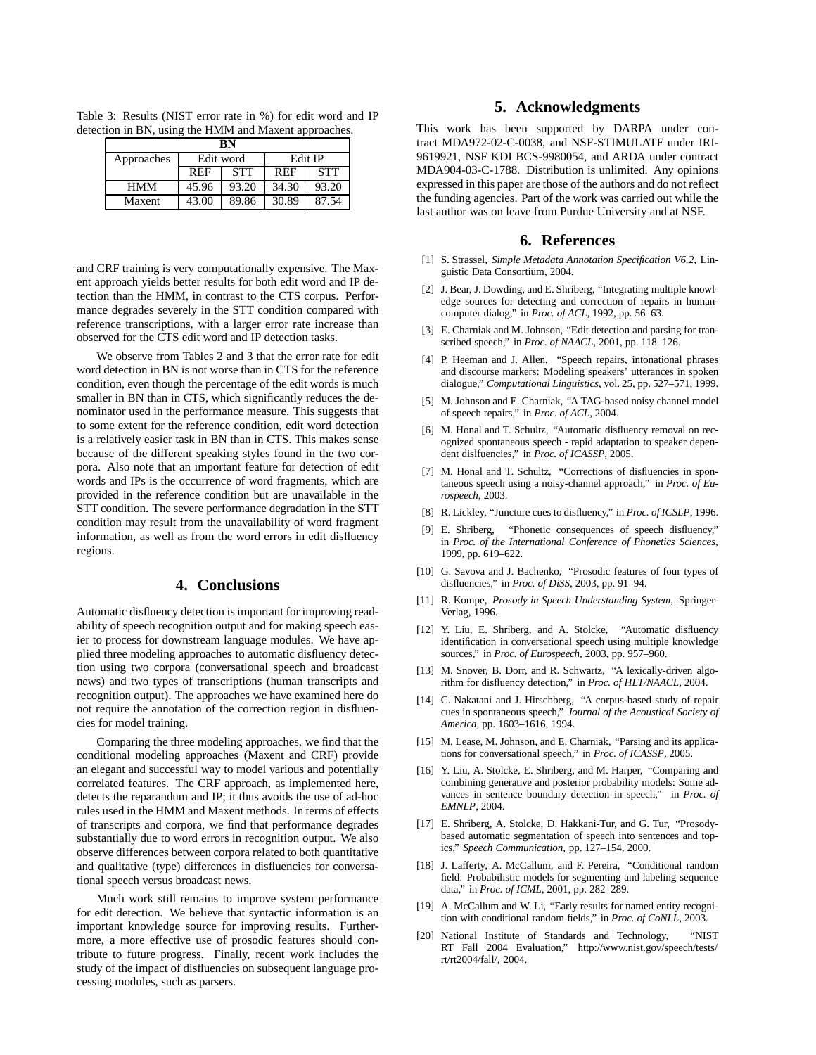Table 3: Results (NIST error rate in %) for edit word and IP detection in BN, using the HMM and Maxent approaches.

| BN | | | | |
|---|---|---|---|---|
| Approaches | Edit word | | Edit IP | |
| | REF | STT | REF | STT |
| HMM | 45.96 | 93.20 | 34.30 | 93.20 |
| Maxent | 43.00 | 89.86 | 30.89 | 87.54 |

and CRF training is very computationally expensive. The Maxent approach yields better results for both edit word and IP detection than the HMM, in contrast to the CTS corpus. Performance degrades severely in the STT condition compared with reference transcriptions, with a larger error rate increase than observed for the CTS edit word and IP detection tasks.

We observe from Tables 2 and 3 that the error rate for edit word detection in BN is not worse than in CTS for the reference condition, even though the percentage of the edit words is much smaller in BN than in CTS, which significantly reduces the denominator used in the performance measure. This suggests that to some extent for the reference condition, edit word detection is a relatively easier task in BN than in CTS. This makes sense because of the different speaking styles found in the two corpora. Also note that an important feature for detection of edit words and IPs is the occurrence of word fragments, which are provided in the reference condition but are unavailable in the STT condition. The severe performance degradation in the STT condition may result from the unavailability of word fragment information, as well as from the word errors in edit disfluency regions.

## 4. Conclusions

Automatic disfluency detection is important for improving readability of speech recognition output and for making speech easier to process for downstream language modules. We have applied three modeling approaches to automatic disfluency detection using two corpora (conversational speech and broadcast news) and two types of transcriptions (human transcripts and recognition output). The approaches we have examined here do not require the annotation of the correction region in disfluencies for model training.

Comparing the three modeling approaches, we find that the conditional modeling approaches (Maxent and CRF) provide an elegant and successful way to model various and potentially correlated features. The CRF approach, as implemented here, detects the reparandum and IP; it thus avoids the use of ad-hoc rules used in the HMM and Maxent methods. In terms of effects of transcripts and corpora, we find that performance degrades substantially due to word errors in recognition output. We also observe differences between corpora related to both quantitative and qualitative (type) differences in disfluencies for conversational speech versus broadcast news.

Much work still remains to improve system performance for edit detection. We believe that syntactic information is an important knowledge source for improving results. Furthermore, a more effective use of prosodic features should contribute to future progress. Finally, recent work includes the study of the impact of disfluencies on subsequent language processing modules, such as parsers.

## 5. Acknowledgments

This work has been supported by DARPA under contract MDA972-02-C-0038, and NSF-STIMULATE under IRI-9619921, NSF KDI BCS-9980054, and ARDA under contract MDA904-03-C-1788. Distribution is unlimited. Any opinions expressed in this paper are those of the authors and do not reflect the funding agencies. Part of the work was carried out while the last author was on leave from Purdue University and at NSF.

## 6. References

[1] S. Strassel, *Simple Metadata Annotation Specification V6.2*, Linguistic Data Consortium, 2004.

[2] J. Bear, J. Dowding, and E. Shriberg, "Integrating multiple knowledge sources for detecting and correction of repairs in human-computer dialog," in *Proc. of ACL*, 1992, pp. 56–63.

[3] E. Charniak and M. Johnson, "Edit detection and parsing for transcribed speech," in *Proc. of NAACL*, 2001, pp. 118–126.

[4] P. Heeman and J. Allen, "Speech repairs, intonational phrases and discourse markers: Modeling speakers' utterances in spoken dialogue," *Computational Linguistics*, vol. 25, pp. 527–571, 1999.

[5] M. Johnson and E. Charniak, "A TAG-based noisy channel model of speech repairs," in *Proc. of ACL*, 2004.

[6] M. Honal and T. Schultz, "Automatic disfluency removal on recognized spontaneous speech - rapid adaptation to speaker dependent disfluencies," in *Proc. of ICASSP*, 2005.

[7] M. Honal and T. Schultz, "Corrections of disfluencies in spontaneous speech using a noisy-channel approach," in *Proc. of Eurospeech*, 2003.

[8] R. Lickley, "Juncture cues to disfluency," in *Proc. of ICSLP*, 1996.

[9] E. Shriberg, "Phonetic consequences of speech disfluency," in *Proc. of the International Conference of Phonetics Sciences*, 1999, pp. 619–622.

[10] G. Savova and J. Bachenko, "Prosodic features of four types of disfluencies," in *Proc. of DiSS*, 2003, pp. 91–94.

[11] R. Kompe, *Prosody in Speech Understanding System*, Springer-Verlag, 1996.

[12] Y. Liu, E. Shriberg, and A. Stolcke, "Automatic disfluency identification in conversational speech using multiple knowledge sources," in *Proc. of Eurospeech*, 2003, pp. 957–960.

[13] M. Snover, B. Dorr, and R. Schwartz, "A lexically-driven algorithm for disfluency detection," in *Proc. of HLT/NAACL*, 2004.

[14] C. Nakatani and J. Hirschberg, "A corpus-based study of repair cues in spontaneous speech," *Journal of the Acoustical Society of America*, pp. 1603–1616, 1994.

[15] M. Lease, M. Johnson, and E. Charniak, "Parsing and its applications for conversational speech," in *Proc. of ICASSP*, 2005.

[16] Y. Liu, A. Stolcke, E. Shriberg, and M. Harper, "Comparing and combining generative and posterior probability models: Some advances in sentence boundary detection in speech," in *Proc. of EMNLP*, 2004.

[17] E. Shriberg, A. Stolcke, D. Hakkani-Tur, and G. Tur, "Prosody-based automatic segmentation of speech into sentences and topics," *Speech Communication*, pp. 127–154, 2000.

[18] J. Lafferty, A. McCallum, and F. Pereira, "Conditional random field: Probabilistic models for segmenting and labeling sequence data," in *Proc. of ICML*, 2001, pp. 282–289.

[19] A. McCallum and W. Li, "Early results for named entity recognition with conditional random fields," in *Proc. of CoNLL*, 2003.

[20] National Institute of Standards and Technology, "NIST RT Fall 2004 Evaluation," http://www.nist.gov/speech/tests/rt/rt2004/fall/, 2004.